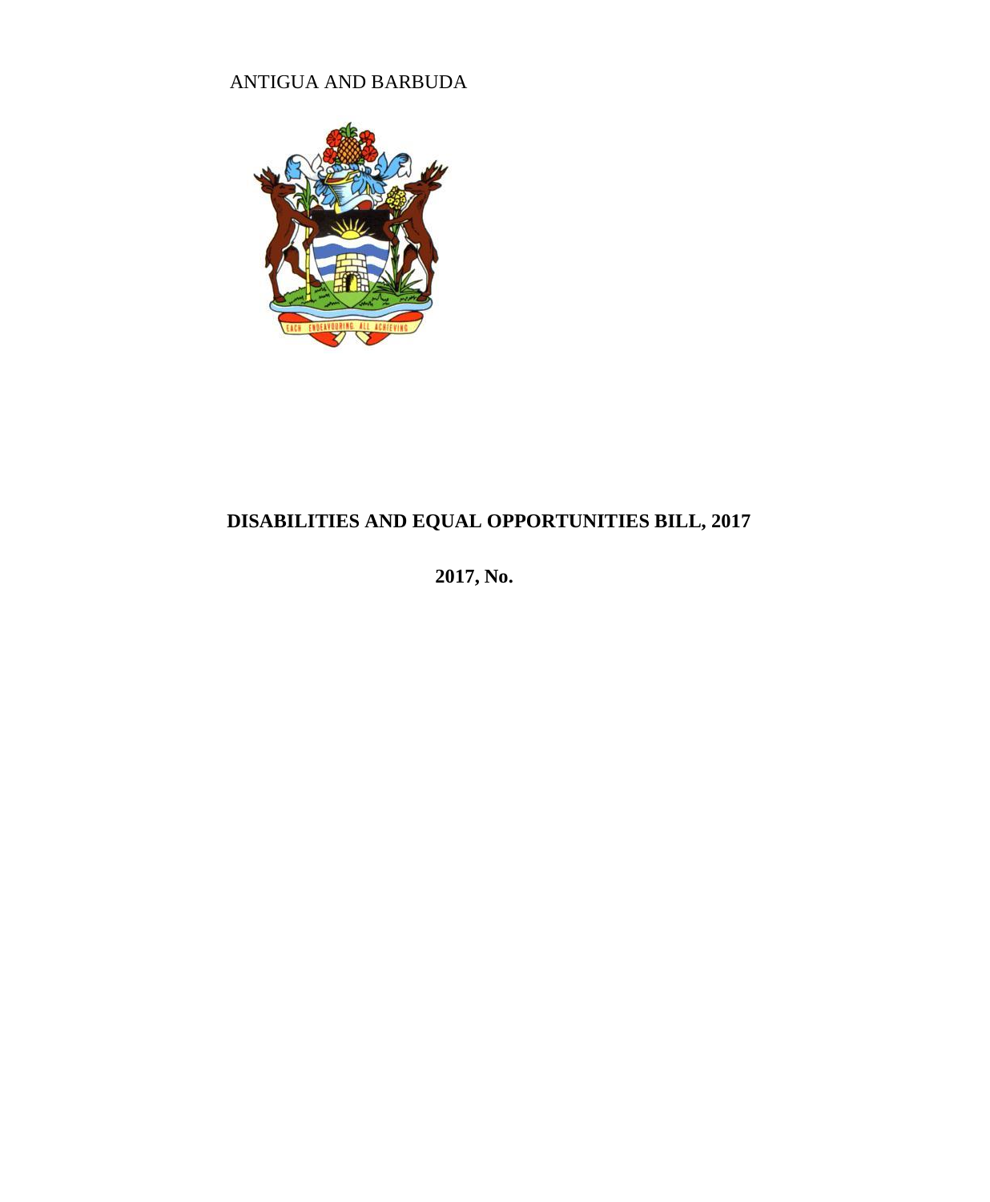ANTIGUA AND BARBUDA

# DISABILITIES AND EQUAL OPPORTUNITIES BILL, 2017

**2017, No.**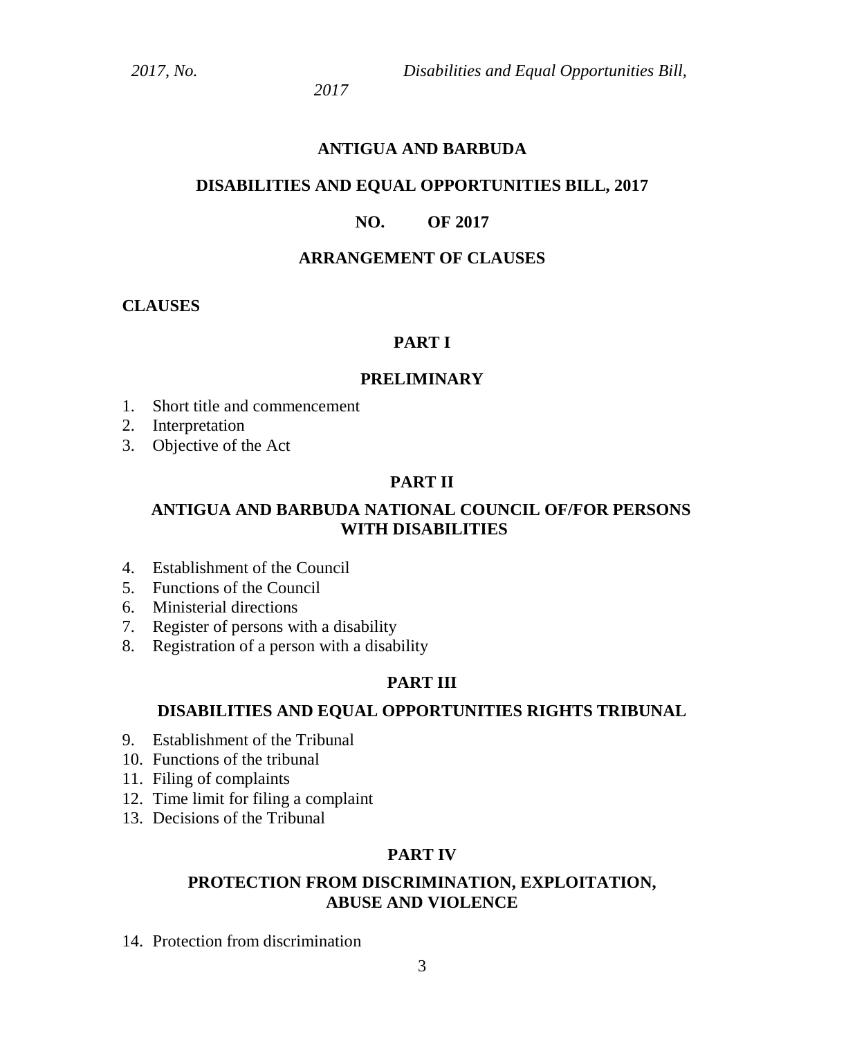# ANTIGUA AND BARBUDA

## DISABILITIES AND EQUAL OPPORTUNITIES BILL, 2017

## NO. OF 2017

## ARRANGEMENT OF CLAUSES

**CLAUSES**

### PART I

### PRELIMINARY

1. Short title and commencement
2. Interpretation
3. Objective of the Act

### PART II

### ANTIGUA AND BARBUDA NATIONAL COUNCIL OF/FOR PERSONS WITH DISABILITIES

4. Establishment of the Council
5. Functions of the Council
6. Ministerial directions
7. Register of persons with a disability
8. Registration of a person with a disability

### PART III

### DISABILITIES AND EQUAL OPPORTUNITIES RIGHTS TRIBUNAL

9. Establishment of the Tribunal
10. Functions of the tribunal
11. Filing of complaints
12. Time limit for filing a complaint
13. Decisions of the Tribunal

### PART IV

### PROTECTION FROM DISCRIMINATION, EXPLOITATION, ABUSE AND VIOLENCE

14. Protection from discrimination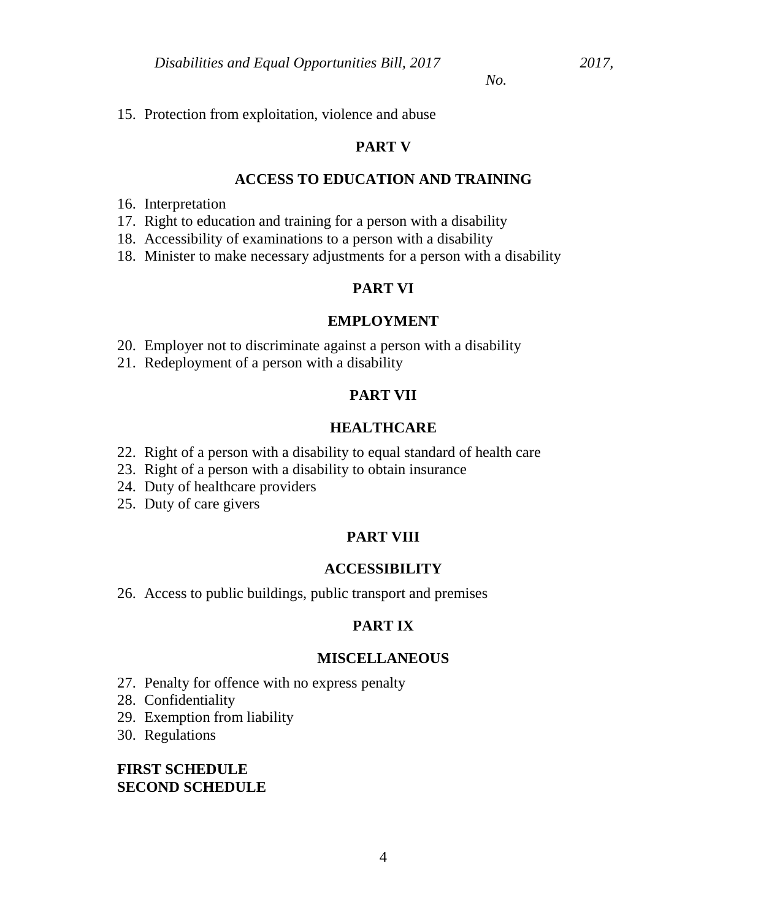15. Protection from exploitation, violence and abuse

**PART V**

**ACCESS TO EDUCATION AND TRAINING**

16. Interpretation
17. Right to education and training for a person with a disability
18. Accessibility of examinations to a person with a disability
18. Minister to make necessary adjustments for a person with a disability

**PART VI**

**EMPLOYMENT**

20. Employer not to discriminate against a person with a disability
21. Redeployment of a person with a disability

**PART VII**

**HEALTHCARE**

22. Right of a person with a disability to equal standard of health care
23. Right of a person with a disability to obtain insurance
24. Duty of healthcare providers
25. Duty of care givers

**PART VIII**

**ACCESSIBILITY**

26. Access to public buildings, public transport and premises

**PART IX**

**MISCELLANEOUS**

27. Penalty for offence with no express penalty
28. Confidentiality
29. Exemption from liability
30. Regulations

**FIRST SCHEDULE**
**SECOND SCHEDULE**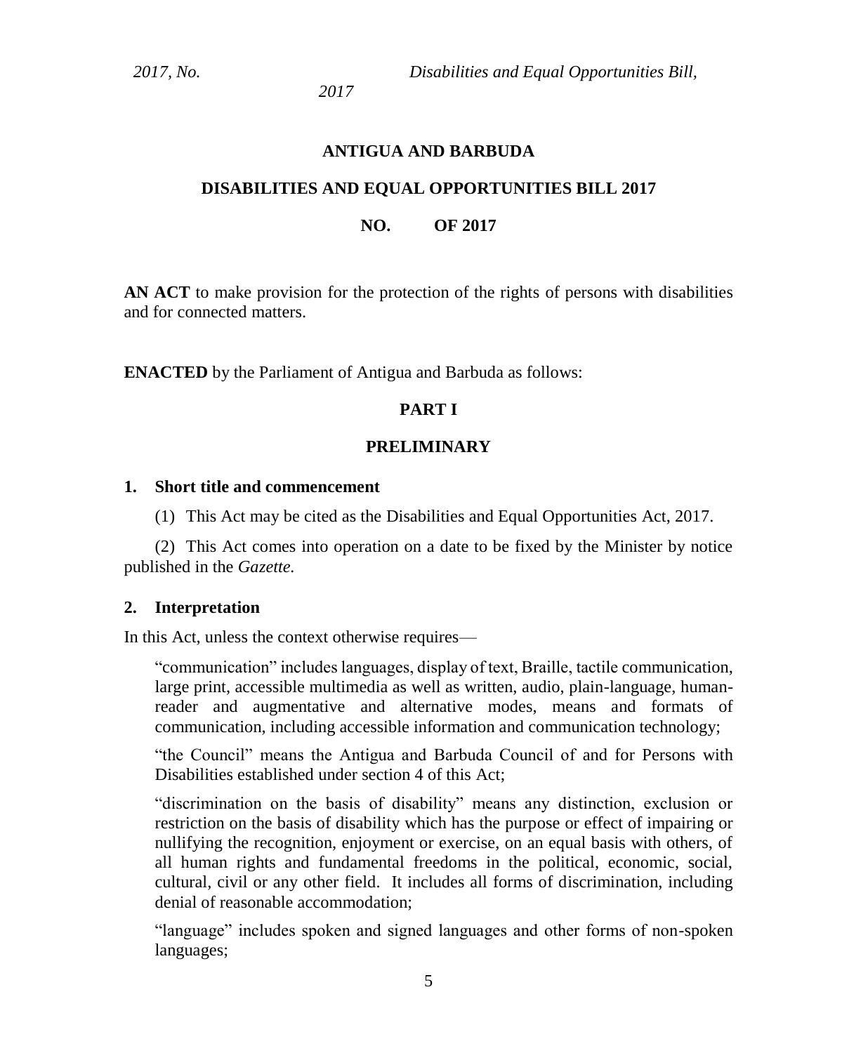# ANTIGUA AND BARBUDA

## DISABILITIES AND EQUAL OPPORTUNITIES BILL 2017

**NO. OF 2017**

**AN ACT** to make provision for the protection of the rights of persons with disabilities and for connected matters.

**ENACTED** by the Parliament of Antigua and Barbuda as follows:

## PART I

## PRELIMINARY

### 1. Short title and commencement

(1) This Act may be cited as the Disabilities and Equal Opportunities Act, 2017.

(2) This Act comes into operation on a date to be fixed by the Minister by notice published in the *Gazette.*

### 2. Interpretation

In this Act, unless the context otherwise requires—

"communication" includes languages, display of text, Braille, tactile communication, large print, accessible multimedia as well as written, audio, plain-language, human-reader and augmentative and alternative modes, means and formats of communication, including accessible information and communication technology;

"the Council" means the Antigua and Barbuda Council of and for Persons with Disabilities established under section 4 of this Act;

"discrimination on the basis of disability" means any distinction, exclusion or restriction on the basis of disability which has the purpose or effect of impairing or nullifying the recognition, enjoyment or exercise, on an equal basis with others, of all human rights and fundamental freedoms in the political, economic, social, cultural, civil or any other field. It includes all forms of discrimination, including denial of reasonable accommodation;

"language" includes spoken and signed languages and other forms of non-spoken languages;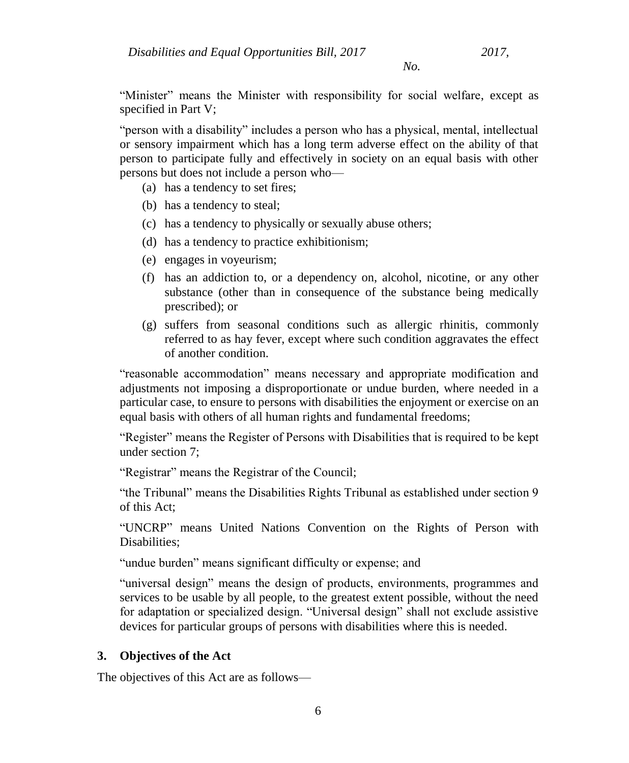"Minister" means the Minister with responsibility for social welfare, except as specified in Part V;

"person with a disability" includes a person who has a physical, mental, intellectual or sensory impairment which has a long term adverse effect on the ability of that person to participate fully and effectively in society on an equal basis with other persons but does not include a person who—

(a) has a tendency to set fires;

(b) has a tendency to steal;

(c) has a tendency to physically or sexually abuse others;

(d) has a tendency to practice exhibitionism;

(e) engages in voyeurism;

(f) has an addiction to, or a dependency on, alcohol, nicotine, or any other substance (other than in consequence of the substance being medically prescribed); or

(g) suffers from seasonal conditions such as allergic rhinitis, commonly referred to as hay fever, except where such condition aggravates the effect of another condition.

"reasonable accommodation" means necessary and appropriate modification and adjustments not imposing a disproportionate or undue burden, where needed in a particular case, to ensure to persons with disabilities the enjoyment or exercise on an equal basis with others of all human rights and fundamental freedoms;

"Register" means the Register of Persons with Disabilities that is required to be kept under section 7;

"Registrar" means the Registrar of the Council;

"the Tribunal" means the Disabilities Rights Tribunal as established under section 9 of this Act;

"UNCRP" means United Nations Convention on the Rights of Person with Disabilities;

"undue burden" means significant difficulty or expense; and

"universal design" means the design of products, environments, programmes and services to be usable by all people, to the greatest extent possible, without the need for adaptation or specialized design. "Universal design" shall not exclude assistive devices for particular groups of persons with disabilities where this is needed.

### 3. Objectives of the Act

The objectives of this Act are as follows—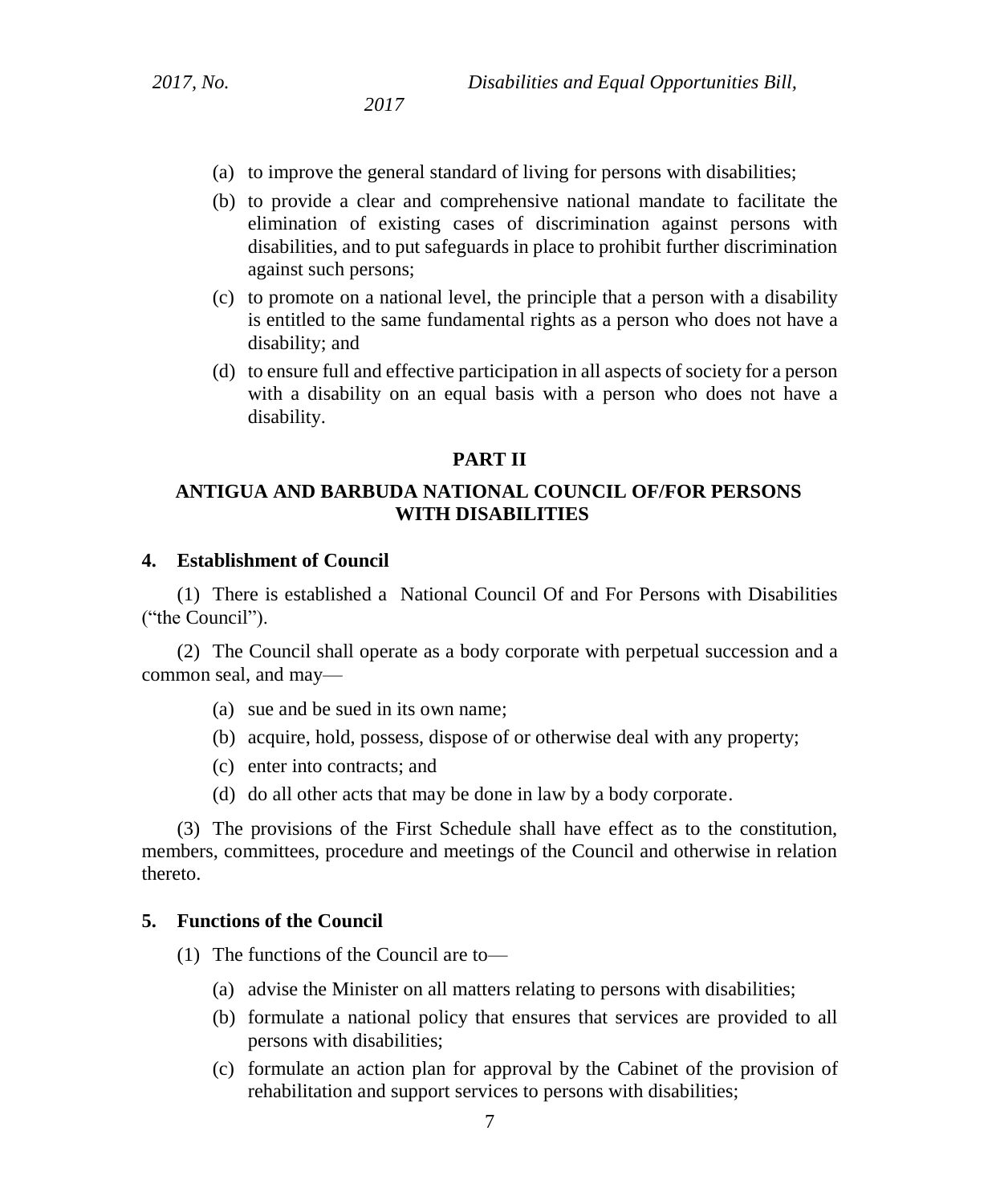(a) to improve the general standard of living for persons with disabilities;

(b) to provide a clear and comprehensive national mandate to facilitate the elimination of existing cases of discrimination against persons with disabilities, and to put safeguards in place to prohibit further discrimination against such persons;

(c) to promote on a national level, the principle that a person with a disability is entitled to the same fundamental rights as a person who does not have a disability; and

(d) to ensure full and effective participation in all aspects of society for a person with a disability on an equal basis with a person who does not have a disability.

## PART II

## ANTIGUA AND BARBUDA NATIONAL COUNCIL OF/FOR PERSONS WITH DISABILITIES

### 4. Establishment of Council

(1) There is established a National Council Of and For Persons with Disabilities ("the Council").

(2) The Council shall operate as a body corporate with perpetual succession and a common seal, and may—

(a) sue and be sued in its own name;

(b) acquire, hold, possess, dispose of or otherwise deal with any property;

(c) enter into contracts; and

(d) do all other acts that may be done in law by a body corporate.

(3) The provisions of the First Schedule shall have effect as to the constitution, members, committees, procedure and meetings of the Council and otherwise in relation thereto.

### 5. Functions of the Council

(1) The functions of the Council are to—

(a) advise the Minister on all matters relating to persons with disabilities;

(b) formulate a national policy that ensures that services are provided to all persons with disabilities;

(c) formulate an action plan for approval by the Cabinet of the provision of rehabilitation and support services to persons with disabilities;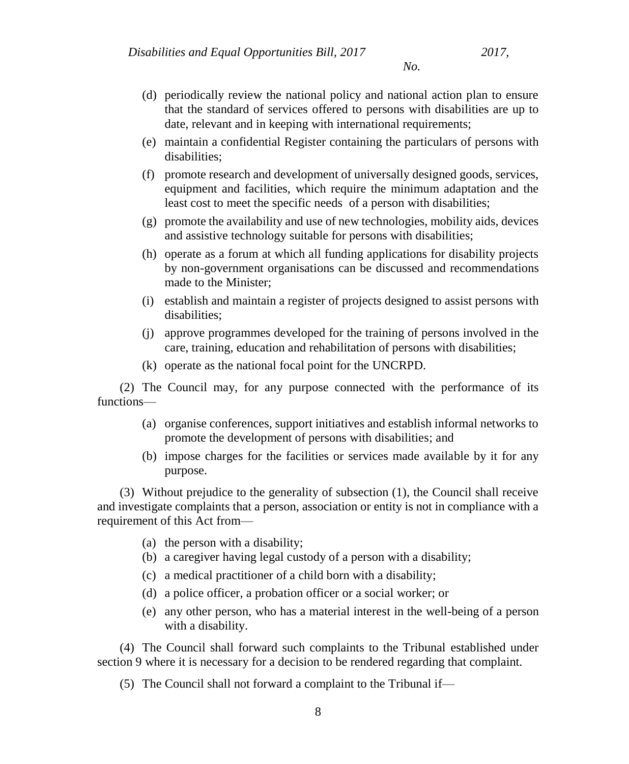(d) periodically review the national policy and national action plan to ensure that the standard of services offered to persons with disabilities are up to date, relevant and in keeping with international requirements;

(e) maintain a confidential Register containing the particulars of persons with disabilities;

(f) promote research and development of universally designed goods, services, equipment and facilities, which require the minimum adaptation and the least cost to meet the specific needs of a person with disabilities;

(g) promote the availability and use of new technologies, mobility aids, devices and assistive technology suitable for persons with disabilities;

(h) operate as a forum at which all funding applications for disability projects by non-government organisations can be discussed and recommendations made to the Minister;

(i) establish and maintain a register of projects designed to assist persons with disabilities;

(j) approve programmes developed for the training of persons involved in the care, training, education and rehabilitation of persons with disabilities;

(k) operate as the national focal point for the UNCRPD.

(2) The Council may, for any purpose connected with the performance of its functions—

(a) organise conferences, support initiatives and establish informal networks to promote the development of persons with disabilities; and

(b) impose charges for the facilities or services made available by it for any purpose.

(3) Without prejudice to the generality of subsection (1), the Council shall receive and investigate complaints that a person, association or entity is not in compliance with a requirement of this Act from—

(a) the person with a disability;

(b) a caregiver having legal custody of a person with a disability;

(c) a medical practitioner of a child born with a disability;

(d) a police officer, a probation officer or a social worker; or

(e) any other person, who has a material interest in the well-being of a person with a disability.

(4) The Council shall forward such complaints to the Tribunal established under section 9 where it is necessary for a decision to be rendered regarding that complaint.

(5) The Council shall not forward a complaint to the Tribunal if—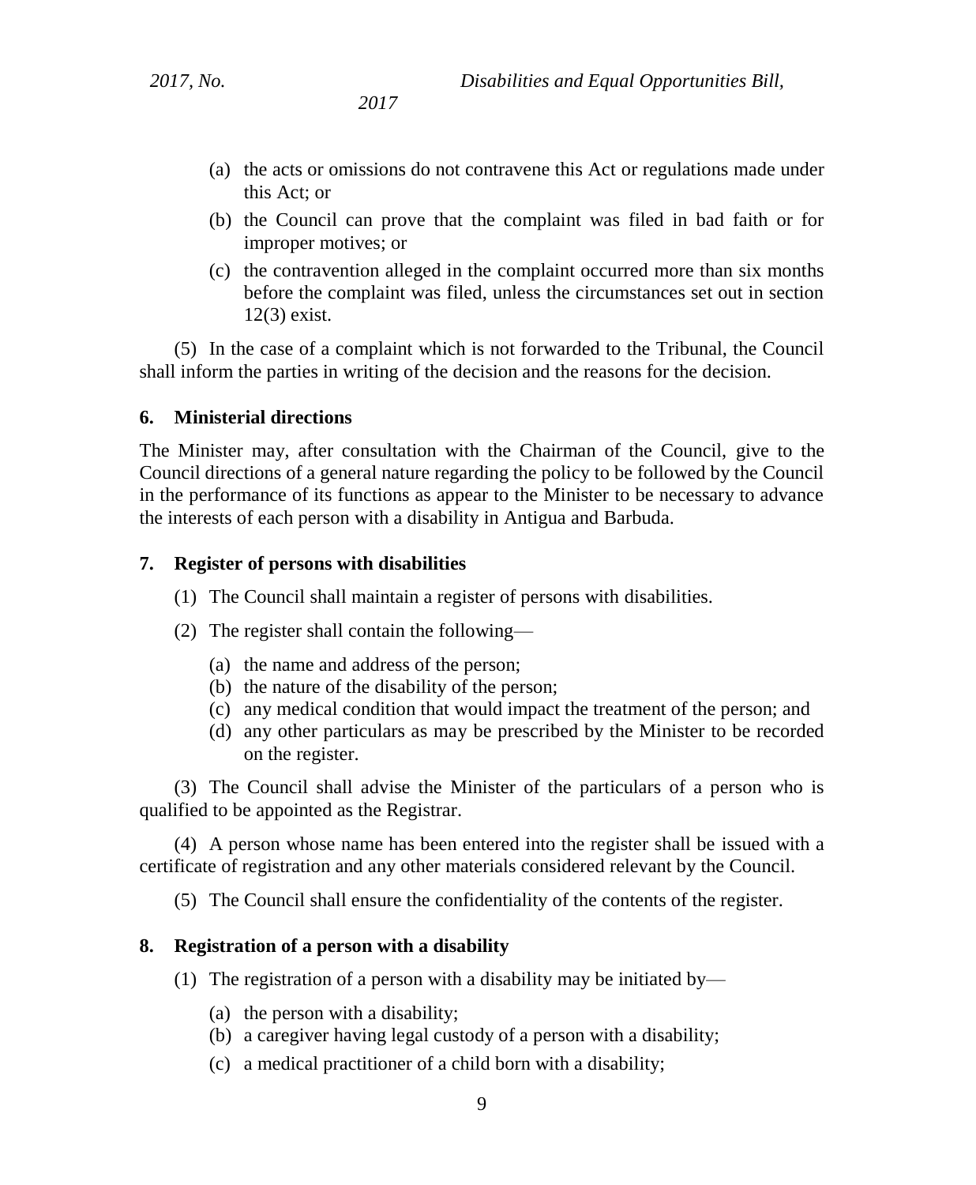(a) the acts or omissions do not contravene this Act or regulations made under this Act; or

(b) the Council can prove that the complaint was filed in bad faith or for improper motives; or

(c) the contravention alleged in the complaint occurred more than six months before the complaint was filed, unless the circumstances set out in section 12(3) exist.

(5) In the case of a complaint which is not forwarded to the Tribunal, the Council shall inform the parties in writing of the decision and the reasons for the decision.

**6. Ministerial directions**

The Minister may, after consultation with the Chairman of the Council, give to the Council directions of a general nature regarding the policy to be followed by the Council in the performance of its functions as appear to the Minister to be necessary to advance the interests of each person with a disability in Antigua and Barbuda.

**7. Register of persons with disabilities**

(1) The Council shall maintain a register of persons with disabilities.

(2) The register shall contain the following—

(a) the name and address of the person;
(b) the nature of the disability of the person;
(c) any medical condition that would impact the treatment of the person; and
(d) any other particulars as may be prescribed by the Minister to be recorded on the register.

(3) The Council shall advise the Minister of the particulars of a person who is qualified to be appointed as the Registrar.

(4) A person whose name has been entered into the register shall be issued with a certificate of registration and any other materials considered relevant by the Council.

(5) The Council shall ensure the confidentiality of the contents of the register.

**8. Registration of a person with a disability**

(1) The registration of a person with a disability may be initiated by—

(a) the person with a disability;
(b) a caregiver having legal custody of a person with a disability;
(c) a medical practitioner of a child born with a disability;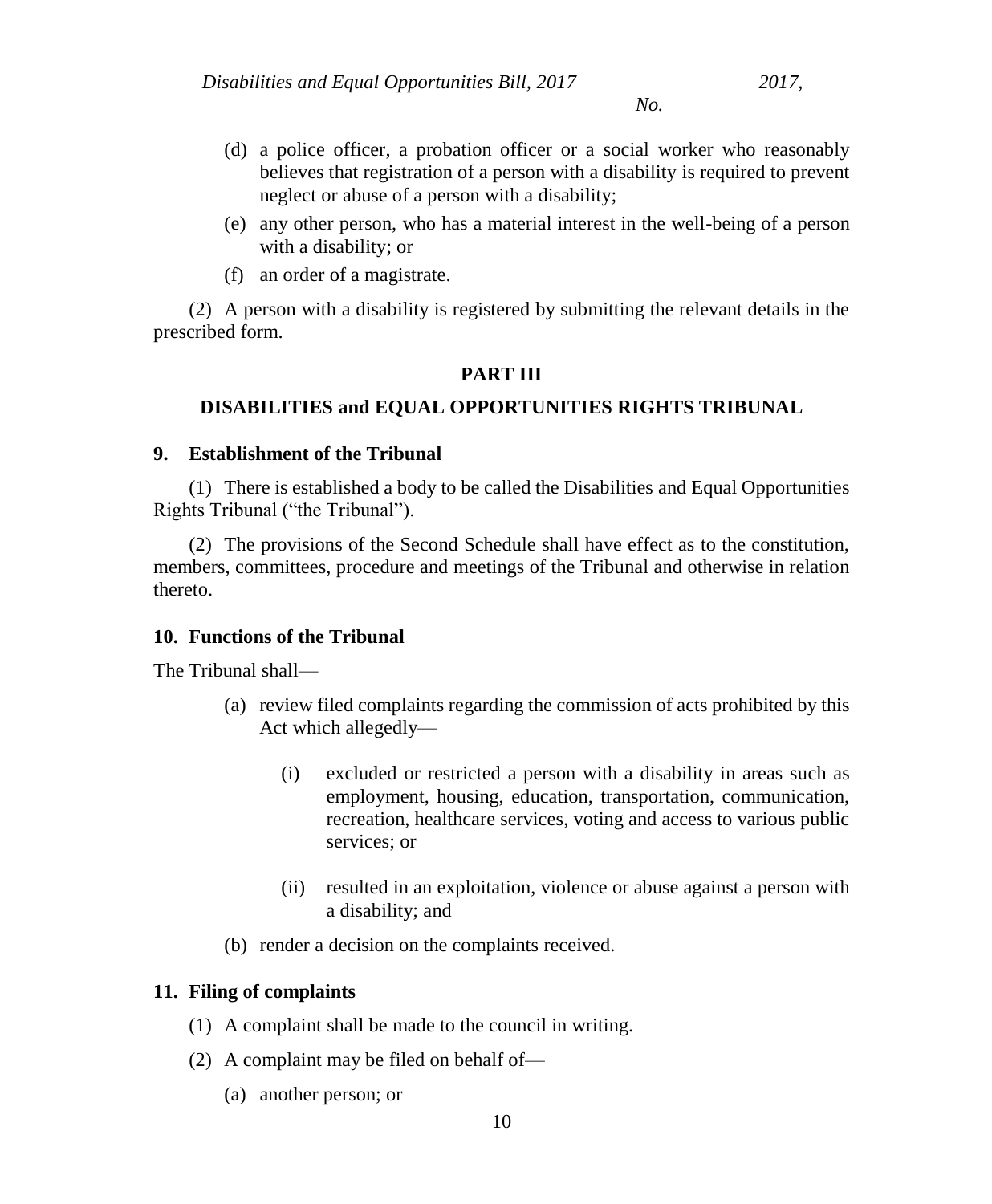(d) a police officer, a probation officer or a social worker who reasonably believes that registration of a person with a disability is required to prevent neglect or abuse of a person with a disability;

(e) any other person, who has a material interest in the well-being of a person with a disability; or

(f) an order of a magistrate.

(2) A person with a disability is registered by submitting the relevant details in the prescribed form.

## PART III

## DISABILITIES and EQUAL OPPORTUNITIES RIGHTS TRIBUNAL

### 9. Establishment of the Tribunal

(1) There is established a body to be called the Disabilities and Equal Opportunities Rights Tribunal ("the Tribunal").

(2) The provisions of the Second Schedule shall have effect as to the constitution, members, committees, procedure and meetings of the Tribunal and otherwise in relation thereto.

### 10. Functions of the Tribunal

The Tribunal shall—

(a) review filed complaints regarding the commission of acts prohibited by this Act which allegedly—

(i) excluded or restricted a person with a disability in areas such as employment, housing, education, transportation, communication, recreation, healthcare services, voting and access to various public services; or

(ii) resulted in an exploitation, violence or abuse against a person with a disability; and

(b) render a decision on the complaints received.

### 11. Filing of complaints

(1) A complaint shall be made to the council in writing.

(2) A complaint may be filed on behalf of—

(a) another person; or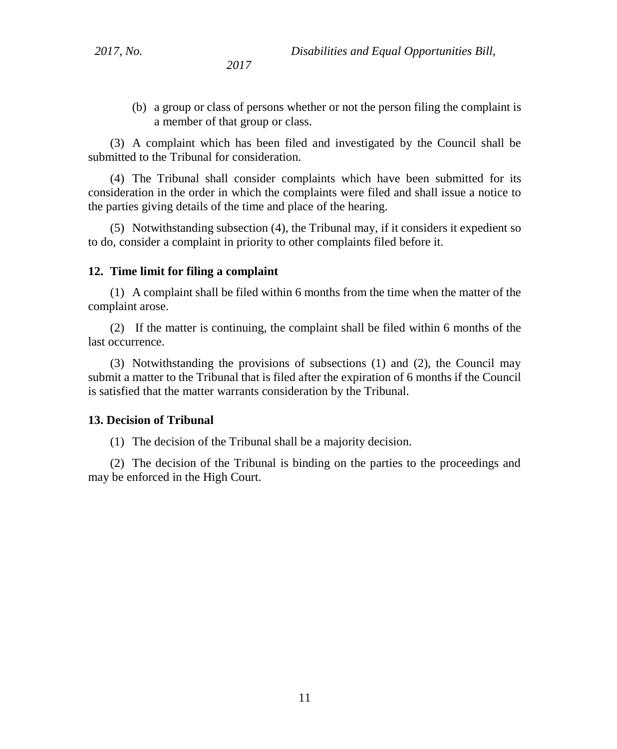(b) a group or class of persons whether or not the person filing the complaint is a member of that group or class.

(3) A complaint which has been filed and investigated by the Council shall be submitted to the Tribunal for consideration.

(4) The Tribunal shall consider complaints which have been submitted for its consideration in the order in which the complaints were filed and shall issue a notice to the parties giving details of the time and place of the hearing.

(5) Notwithstanding subsection (4), the Tribunal may, if it considers it expedient so to do, consider a complaint in priority to other complaints filed before it.

### 12. Time limit for filing a complaint

(1) A complaint shall be filed within 6 months from the time when the matter of the complaint arose.

(2) If the matter is continuing, the complaint shall be filed within 6 months of the last occurrence.

(3) Notwithstanding the provisions of subsections (1) and (2), the Council may submit a matter to the Tribunal that is filed after the expiration of 6 months if the Council is satisfied that the matter warrants consideration by the Tribunal.

### 13. Decision of Tribunal

(1) The decision of the Tribunal shall be a majority decision.

(2) The decision of the Tribunal is binding on the parties to the proceedings and may be enforced in the High Court.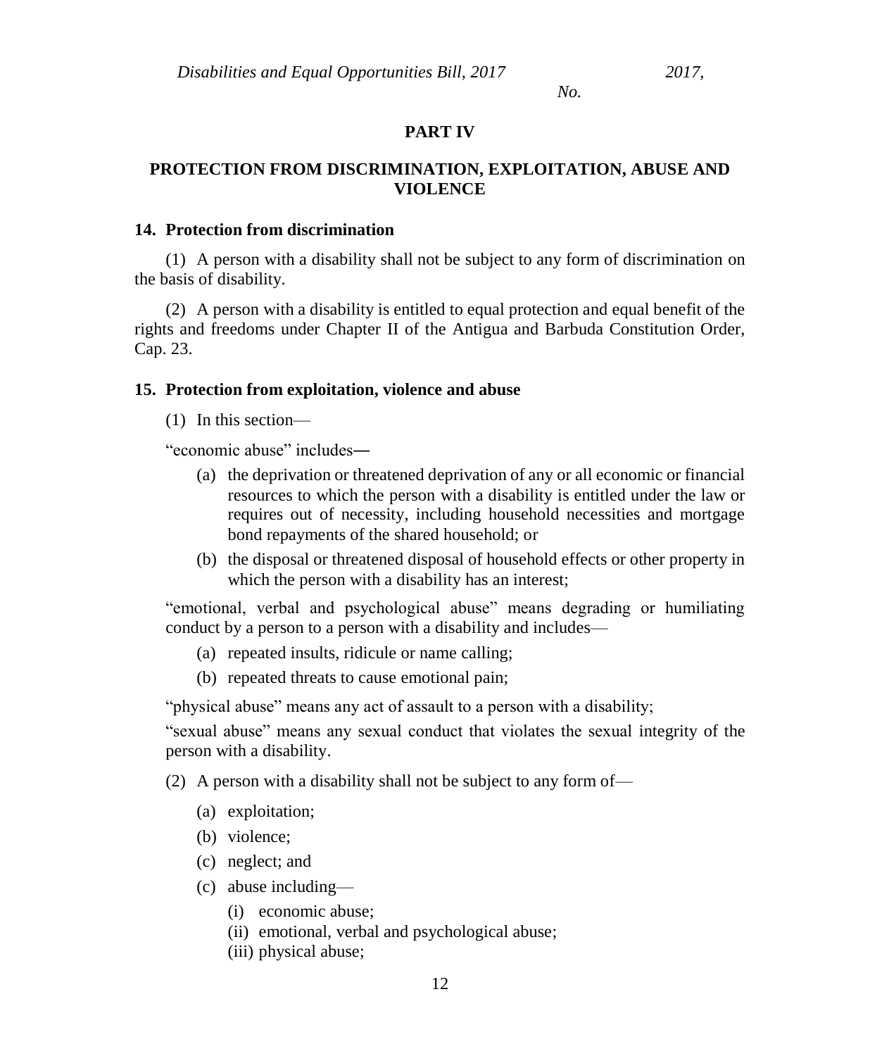## PART IV

## PROTECTION FROM DISCRIMINATION, EXPLOITATION, ABUSE AND VIOLENCE

### 14. Protection from discrimination

(1) A person with a disability shall not be subject to any form of discrimination on the basis of disability.

(2) A person with a disability is entitled to equal protection and equal benefit of the rights and freedoms under Chapter II of the Antigua and Barbuda Constitution Order, Cap. 23.

### 15. Protection from exploitation, violence and abuse

(1) In this section—

"economic abuse" includes—

- (a) the deprivation or threatened deprivation of any or all economic or financial resources to which the person with a disability is entitled under the law or requires out of necessity, including household necessities and mortgage bond repayments of the shared household; or
- (b) the disposal or threatened disposal of household effects or other property in which the person with a disability has an interest;

"emotional, verbal and psychological abuse" means degrading or humiliating conduct by a person to a person with a disability and includes—

- (a) repeated insults, ridicule or name calling;
- (b) repeated threats to cause emotional pain;

"physical abuse" means any act of assault to a person with a disability;

"sexual abuse" means any sexual conduct that violates the sexual integrity of the person with a disability.

(2) A person with a disability shall not be subject to any form of—

- (a) exploitation;
- (b) violence;
- (c) neglect; and
- (c) abuse including—
  - (i) economic abuse;
  - (ii) emotional, verbal and psychological abuse;
  - (iii) physical abuse;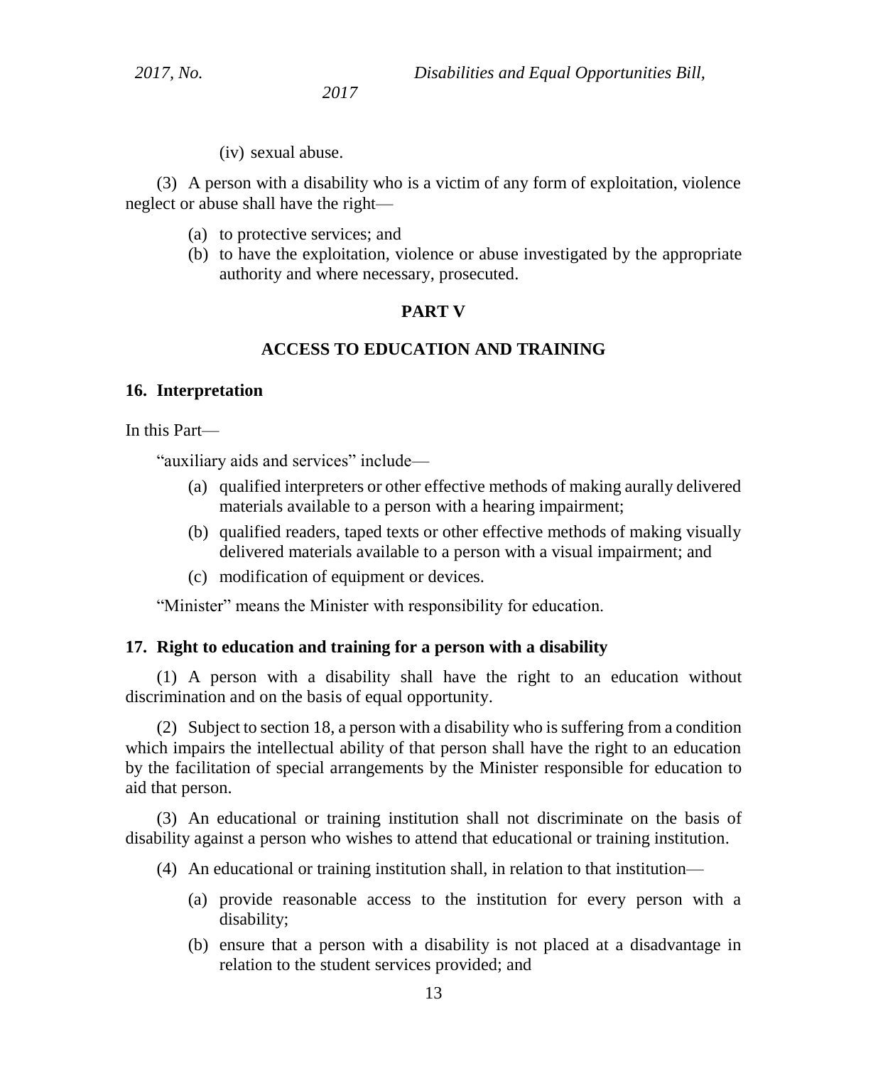(iv) sexual abuse.

(3) A person with a disability who is a victim of any form of exploitation, violence neglect or abuse shall have the right—

(a) to protective services; and

(b) to have the exploitation, violence or abuse investigated by the appropriate authority and where necessary, prosecuted.

## PART V

## ACCESS TO EDUCATION AND TRAINING

### 16. Interpretation

In this Part—

"auxiliary aids and services" include—

(a) qualified interpreters or other effective methods of making aurally delivered materials available to a person with a hearing impairment;

(b) qualified readers, taped texts or other effective methods of making visually delivered materials available to a person with a visual impairment; and

(c) modification of equipment or devices.

"Minister" means the Minister with responsibility for education.

### 17. Right to education and training for a person with a disability

(1) A person with a disability shall have the right to an education without discrimination and on the basis of equal opportunity.

(2) Subject to section 18, a person with a disability who is suffering from a condition which impairs the intellectual ability of that person shall have the right to an education by the facilitation of special arrangements by the Minister responsible for education to aid that person.

(3) An educational or training institution shall not discriminate on the basis of disability against a person who wishes to attend that educational or training institution.

(4) An educational or training institution shall, in relation to that institution—

(a) provide reasonable access to the institution for every person with a disability;

(b) ensure that a person with a disability is not placed at a disadvantage in relation to the student services provided; and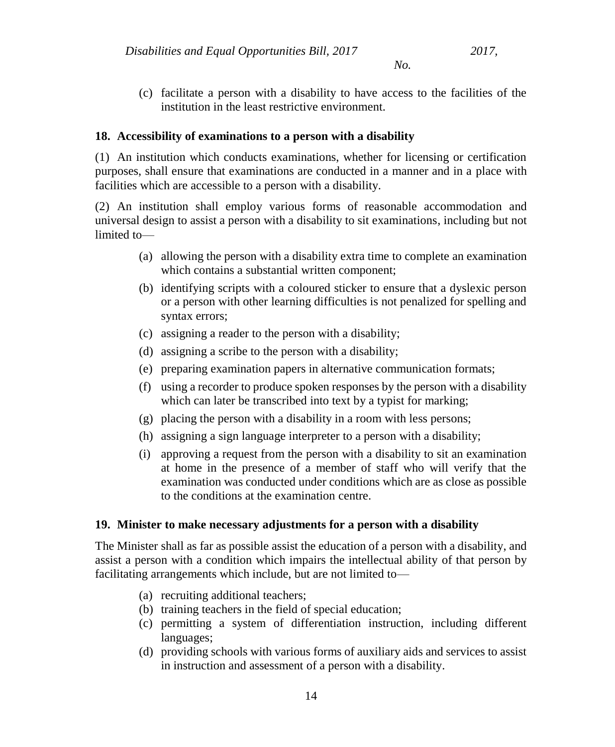(c) facilitate a person with a disability to have access to the facilities of the institution in the least restrictive environment.

### 18. Accessibility of examinations to a person with a disability

(1) An institution which conducts examinations, whether for licensing or certification purposes, shall ensure that examinations are conducted in a manner and in a place with facilities which are accessible to a person with a disability.

(2) An institution shall employ various forms of reasonable accommodation and universal design to assist a person with a disability to sit examinations, including but not limited to—

(a) allowing the person with a disability extra time to complete an examination which contains a substantial written component;

(b) identifying scripts with a coloured sticker to ensure that a dyslexic person or a person with other learning difficulties is not penalized for spelling and syntax errors;

(c) assigning a reader to the person with a disability;

(d) assigning a scribe to the person with a disability;

(e) preparing examination papers in alternative communication formats;

(f) using a recorder to produce spoken responses by the person with a disability which can later be transcribed into text by a typist for marking;

(g) placing the person with a disability in a room with less persons;

(h) assigning a sign language interpreter to a person with a disability;

(i) approving a request from the person with a disability to sit an examination at home in the presence of a member of staff who will verify that the examination was conducted under conditions which are as close as possible to the conditions at the examination centre.

### 19. Minister to make necessary adjustments for a person with a disability

The Minister shall as far as possible assist the education of a person with a disability, and assist a person with a condition which impairs the intellectual ability of that person by facilitating arrangements which include, but are not limited to—

(a) recruiting additional teachers;

(b) training teachers in the field of special education;

(c) permitting a system of differentiation instruction, including different languages;

(d) providing schools with various forms of auxiliary aids and services to assist in instruction and assessment of a person with a disability.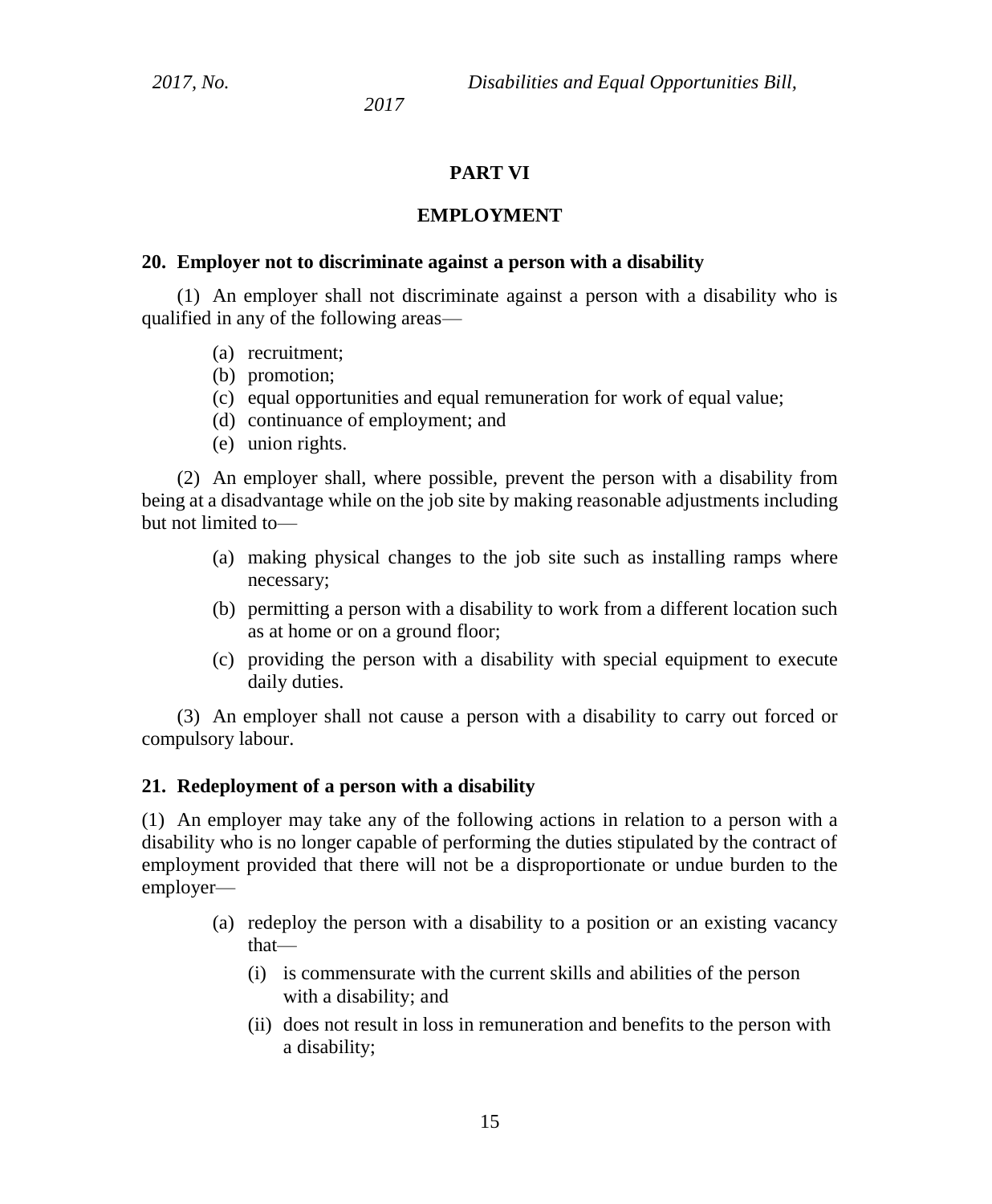## PART VI

## EMPLOYMENT

### 20. Employer not to discriminate against a person with a disability

(1) An employer shall not discriminate against a person with a disability who is qualified in any of the following areas—

(a) recruitment;
(b) promotion;
(c) equal opportunities and equal remuneration for work of equal value;
(d) continuance of employment; and
(e) union rights.

(2) An employer shall, where possible, prevent the person with a disability from being at a disadvantage while on the job site by making reasonable adjustments including but not limited to—

(a) making physical changes to the job site such as installing ramps where necessary;

(b) permitting a person with a disability to work from a different location such as at home or on a ground floor;

(c) providing the person with a disability with special equipment to execute daily duties.

(3) An employer shall not cause a person with a disability to carry out forced or compulsory labour.

### 21. Redeployment of a person with a disability

(1) An employer may take any of the following actions in relation to a person with a disability who is no longer capable of performing the duties stipulated by the contract of employment provided that there will not be a disproportionate or undue burden to the employer—

(a) redeploy the person with a disability to a position or an existing vacancy that—

(i) is commensurate with the current skills and abilities of the person with a disability; and

(ii) does not result in loss in remuneration and benefits to the person with a disability;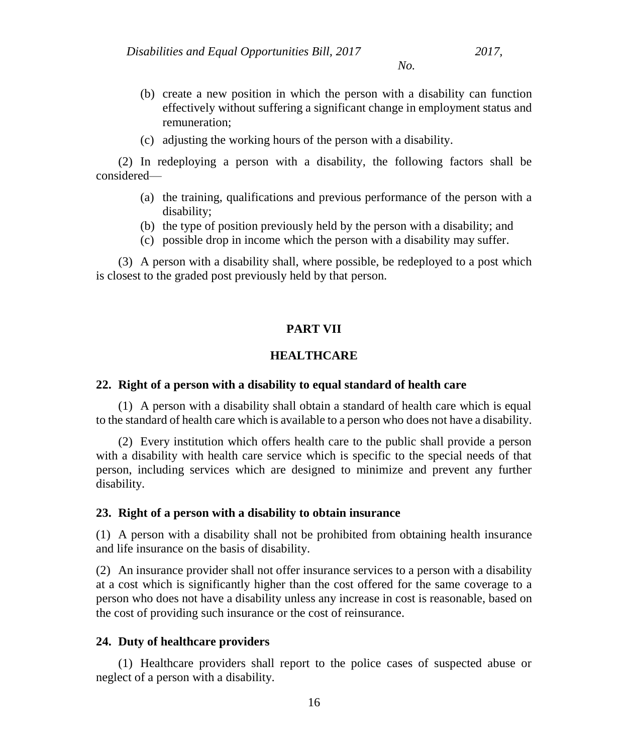(b) create a new position in which the person with a disability can function effectively without suffering a significant change in employment status and remuneration;

(c) adjusting the working hours of the person with a disability.

(2) In redeploying a person with a disability, the following factors shall be considered—

(a) the training, qualifications and previous performance of the person with a disability;

(b) the type of position previously held by the person with a disability; and

(c) possible drop in income which the person with a disability may suffer.

(3) A person with a disability shall, where possible, be redeployed to a post which is closest to the graded post previously held by that person.

## PART VII

## HEALTHCARE

### 22. Right of a person with a disability to equal standard of health care

(1) A person with a disability shall obtain a standard of health care which is equal to the standard of health care which is available to a person who does not have a disability.

(2) Every institution which offers health care to the public shall provide a person with a disability with health care service which is specific to the special needs of that person, including services which are designed to minimize and prevent any further disability.

### 23. Right of a person with a disability to obtain insurance

(1) A person with a disability shall not be prohibited from obtaining health insurance and life insurance on the basis of disability.

(2) An insurance provider shall not offer insurance services to a person with a disability at a cost which is significantly higher than the cost offered for the same coverage to a person who does not have a disability unless any increase in cost is reasonable, based on the cost of providing such insurance or the cost of reinsurance.

### 24. Duty of healthcare providers

(1) Healthcare providers shall report to the police cases of suspected abuse or neglect of a person with a disability.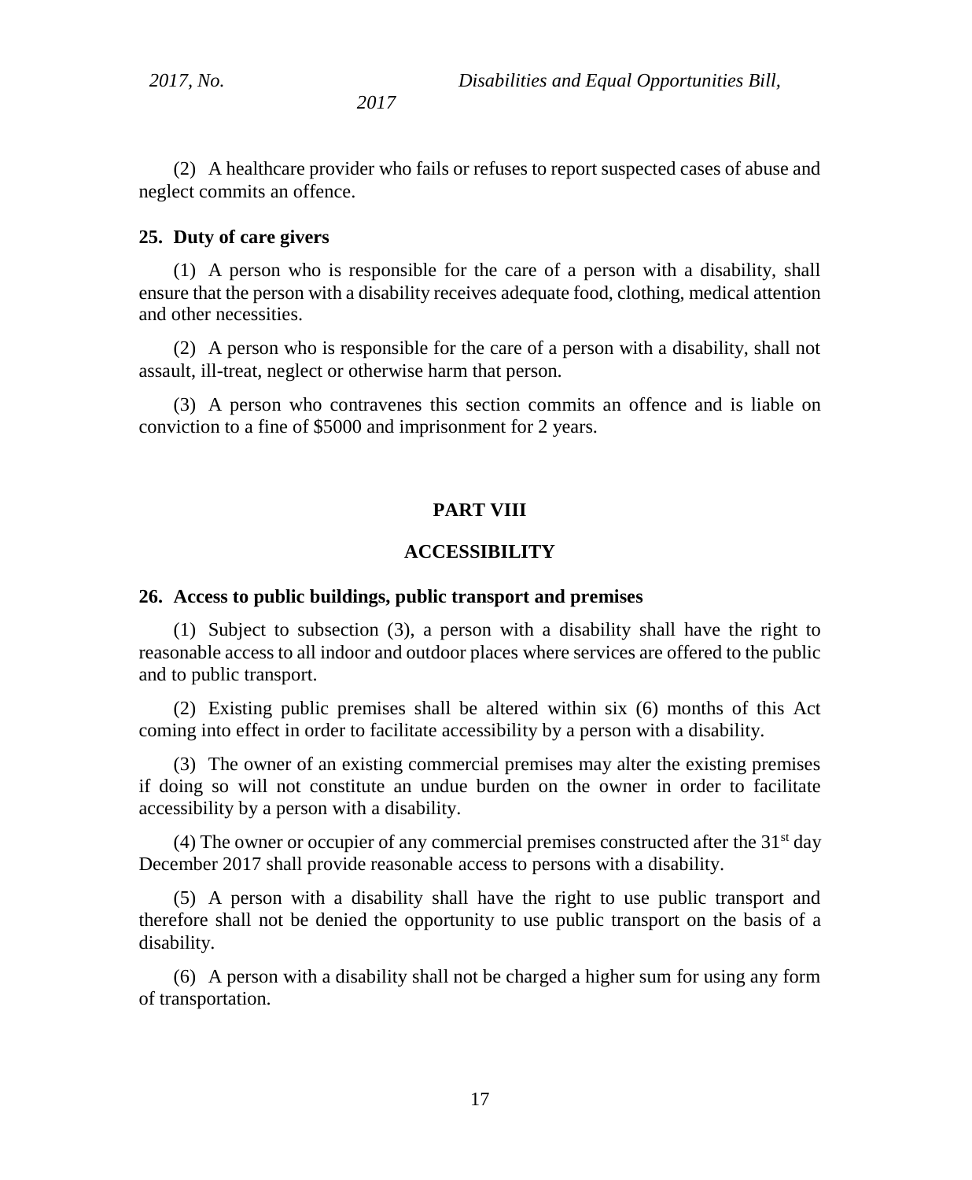(2) A healthcare provider who fails or refuses to report suspected cases of abuse and neglect commits an offence.

**25. Duty of care givers**

(1) A person who is responsible for the care of a person with a disability, shall ensure that the person with a disability receives adequate food, clothing, medical attention and other necessities.

(2) A person who is responsible for the care of a person with a disability, shall not assault, ill-treat, neglect or otherwise harm that person.

(3) A person who contravenes this section commits an offence and is liable on conviction to a fine of $5000 and imprisonment for 2 years.

## PART VIII

## ACCESSIBILITY

**26. Access to public buildings, public transport and premises**

(1) Subject to subsection (3), a person with a disability shall have the right to reasonable access to all indoor and outdoor places where services are offered to the public and to public transport.

(2) Existing public premises shall be altered within six (6) months of this Act coming into effect in order to facilitate accessibility by a person with a disability.

(3) The owner of an existing commercial premises may alter the existing premises if doing so will not constitute an undue burden on the owner in order to facilitate accessibility by a person with a disability.

(4) The owner or occupier of any commercial premises constructed after the 31st day December 2017 shall provide reasonable access to persons with a disability.

(5) A person with a disability shall have the right to use public transport and therefore shall not be denied the opportunity to use public transport on the basis of a disability.

(6) A person with a disability shall not be charged a higher sum for using any form of transportation.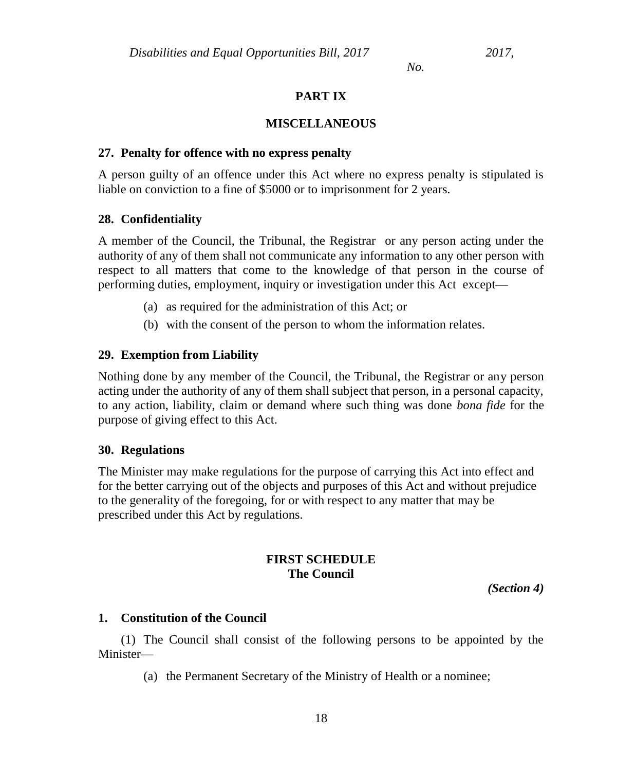## PART IX

## MISCELLANEOUS

### 27. Penalty for offence with no express penalty

A person guilty of an offence under this Act where no express penalty is stipulated is liable on conviction to a fine of $5000 or to imprisonment for 2 years.

### 28. Confidentiality

A member of the Council, the Tribunal, the Registrar or any person acting under the authority of any of them shall not communicate any information to any other person with respect to all matters that come to the knowledge of that person in the course of performing duties, employment, inquiry or investigation under this Act except—

(a) as required for the administration of this Act; or

(b) with the consent of the person to whom the information relates.

### 29. Exemption from Liability

Nothing done by any member of the Council, the Tribunal, the Registrar or any person acting under the authority of any of them shall subject that person, in a personal capacity, to any action, liability, claim or demand where such thing was done *bona fide* for the purpose of giving effect to this Act.

### 30. Regulations

The Minister may make regulations for the purpose of carrying this Act into effect and for the better carrying out of the objects and purposes of this Act and without prejudice to the generality of the foregoing, for or with respect to any matter that may be prescribed under this Act by regulations.

## FIRST SCHEDULE
## The Council

***(Section 4)***

### 1. Constitution of the Council

(1) The Council shall consist of the following persons to be appointed by the Minister—

(a) the Permanent Secretary of the Ministry of Health or a nominee;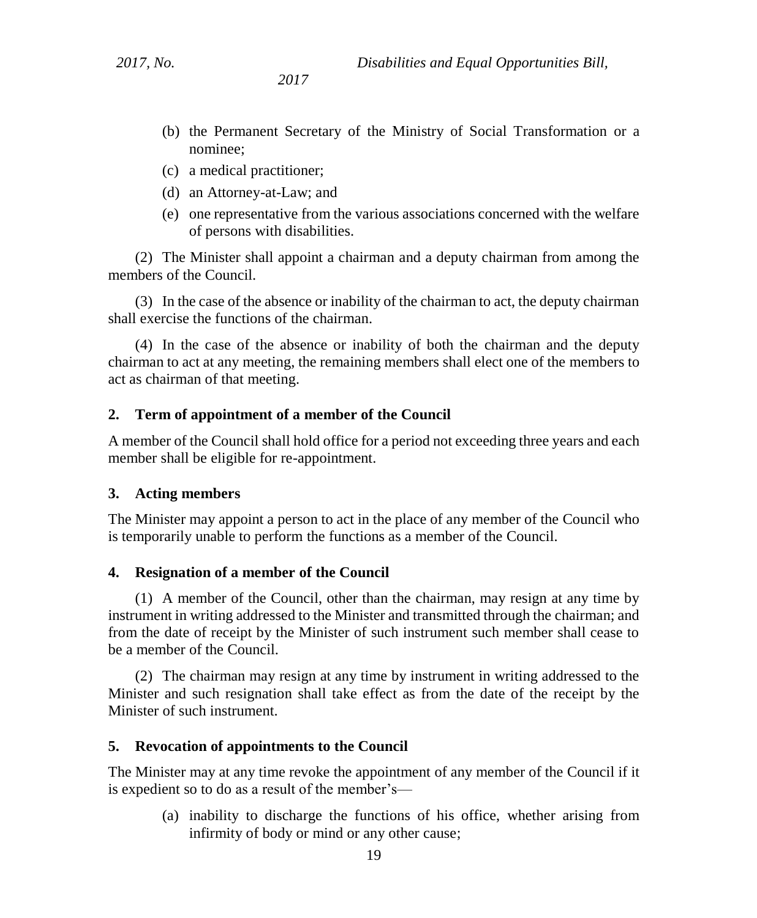(b) the Permanent Secretary of the Ministry of Social Transformation or a nominee;

(c) a medical practitioner;

(d) an Attorney-at-Law; and

(e) one representative from the various associations concerned with the welfare of persons with disabilities.

(2) The Minister shall appoint a chairman and a deputy chairman from among the members of the Council.

(3) In the case of the absence or inability of the chairman to act, the deputy chairman shall exercise the functions of the chairman.

(4) In the case of the absence or inability of both the chairman and the deputy chairman to act at any meeting, the remaining members shall elect one of the members to act as chairman of that meeting.

### 2. Term of appointment of a member of the Council

A member of the Council shall hold office for a period not exceeding three years and each member shall be eligible for re-appointment.

### 3. Acting members

The Minister may appoint a person to act in the place of any member of the Council who is temporarily unable to perform the functions as a member of the Council.

### 4. Resignation of a member of the Council

(1) A member of the Council, other than the chairman, may resign at any time by instrument in writing addressed to the Minister and transmitted through the chairman; and from the date of receipt by the Minister of such instrument such member shall cease to be a member of the Council.

(2) The chairman may resign at any time by instrument in writing addressed to the Minister and such resignation shall take effect as from the date of the receipt by the Minister of such instrument.

### 5. Revocation of appointments to the Council

The Minister may at any time revoke the appointment of any member of the Council if it is expedient so to do as a result of the member's—

(a) inability to discharge the functions of his office, whether arising from infirmity of body or mind or any other cause;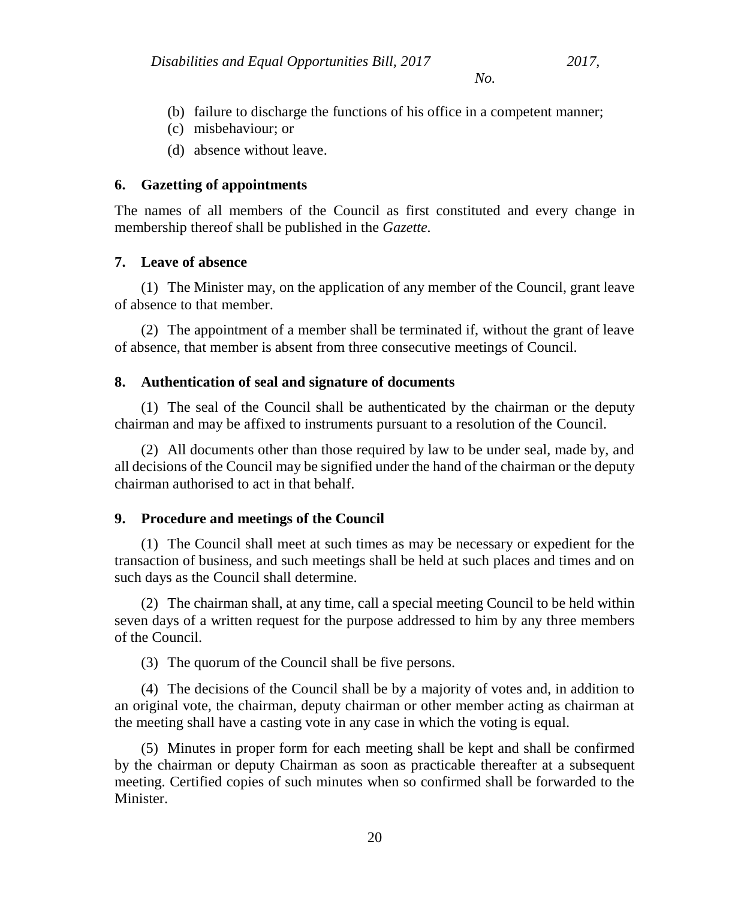(b) failure to discharge the functions of his office in a competent manner;

(c) misbehaviour; or

(d) absence without leave.

**6. Gazetting of appointments**

The names of all members of the Council as first constituted and every change in membership thereof shall be published in the *Gazette.*

**7. Leave of absence**

(1) The Minister may, on the application of any member of the Council, grant leave of absence to that member.

(2) The appointment of a member shall be terminated if, without the grant of leave of absence, that member is absent from three consecutive meetings of Council.

**8. Authentication of seal and signature of documents**

(1) The seal of the Council shall be authenticated by the chairman or the deputy chairman and may be affixed to instruments pursuant to a resolution of the Council.

(2) All documents other than those required by law to be under seal, made by, and all decisions of the Council may be signified under the hand of the chairman or the deputy chairman authorised to act in that behalf.

**9. Procedure and meetings of the Council**

(1) The Council shall meet at such times as may be necessary or expedient for the transaction of business, and such meetings shall be held at such places and times and on such days as the Council shall determine.

(2) The chairman shall, at any time, call a special meeting Council to be held within seven days of a written request for the purpose addressed to him by any three members of the Council.

(3) The quorum of the Council shall be five persons.

(4) The decisions of the Council shall be by a majority of votes and, in addition to an original vote, the chairman, deputy chairman or other member acting as chairman at the meeting shall have a casting vote in any case in which the voting is equal.

(5) Minutes in proper form for each meeting shall be kept and shall be confirmed by the chairman or deputy Chairman as soon as practicable thereafter at a subsequent meeting. Certified copies of such minutes when so confirmed shall be forwarded to the Minister.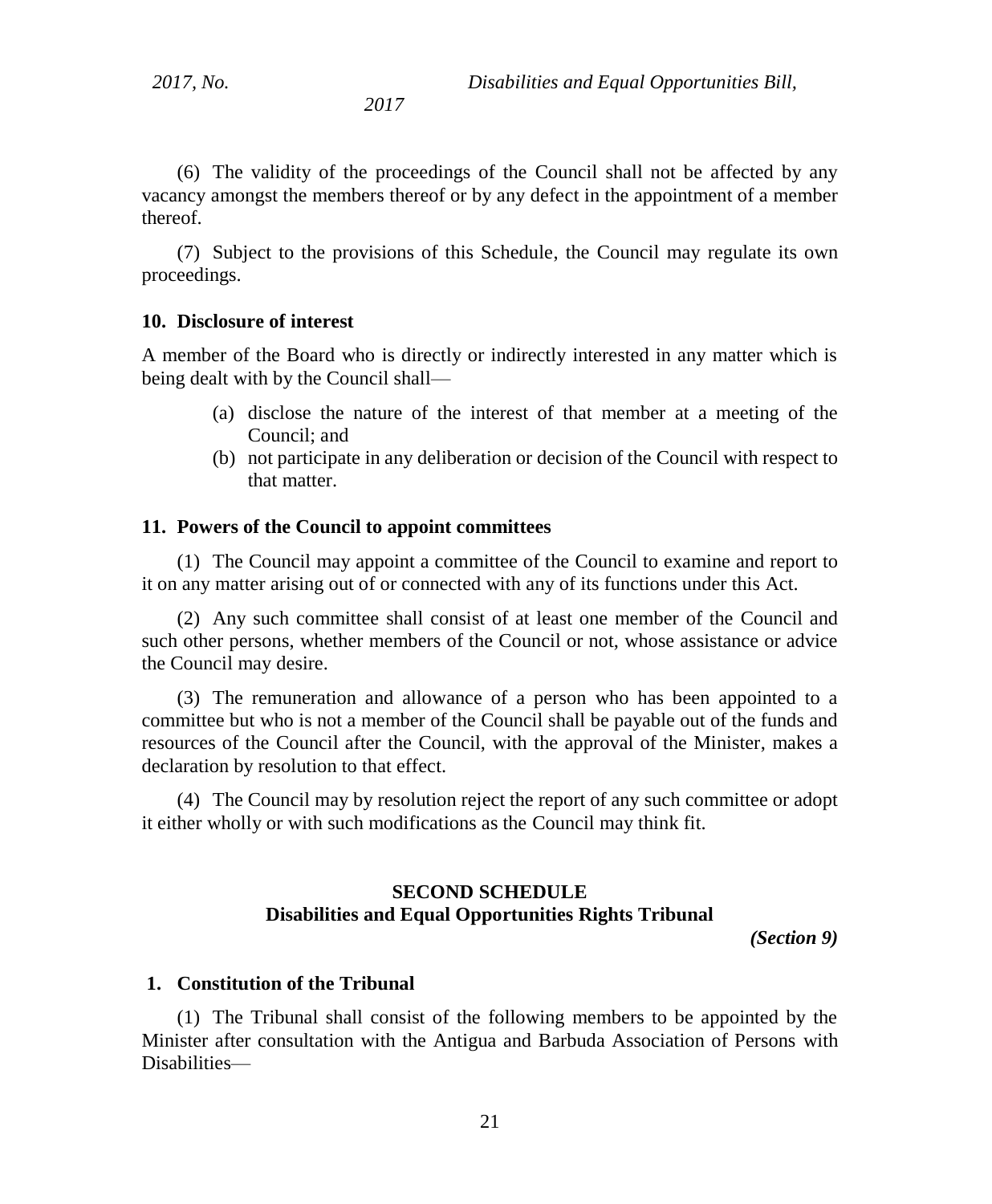(6) The validity of the proceedings of the Council shall not be affected by any vacancy amongst the members thereof or by any defect in the appointment of a member thereof.

(7) Subject to the provisions of this Schedule, the Council may regulate its own proceedings.

**10. Disclosure of interest**

A member of the Board who is directly or indirectly interested in any matter which is being dealt with by the Council shall—

(a) disclose the nature of the interest of that member at a meeting of the Council; and

(b) not participate in any deliberation or decision of the Council with respect to that matter.

**11. Powers of the Council to appoint committees**

(1) The Council may appoint a committee of the Council to examine and report to it on any matter arising out of or connected with any of its functions under this Act.

(2) Any such committee shall consist of at least one member of the Council and such other persons, whether members of the Council or not, whose assistance or advice the Council may desire.

(3) The remuneration and allowance of a person who has been appointed to a committee but who is not a member of the Council shall be payable out of the funds and resources of the Council after the Council, with the approval of the Minister, makes a declaration by resolution to that effect.

(4) The Council may by resolution reject the report of any such committee or adopt it either wholly or with such modifications as the Council may think fit.

## SECOND SCHEDULE
## Disabilities and Equal Opportunities Rights Tribunal

***(Section 9)***

**1. Constitution of the Tribunal**

(1) The Tribunal shall consist of the following members to be appointed by the Minister after consultation with the Antigua and Barbuda Association of Persons with Disabilities—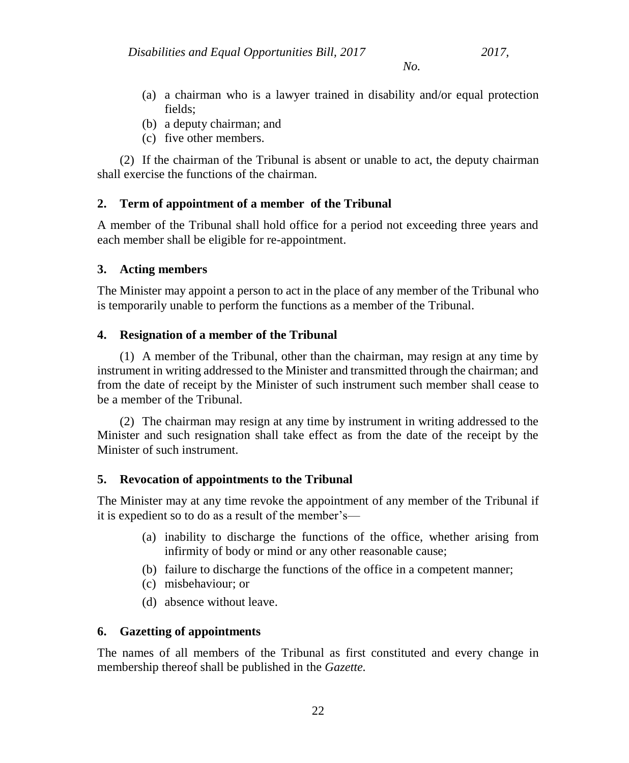(a) a chairman who is a lawyer trained in disability and/or equal protection fields;
(b) a deputy chairman; and
(c) five other members.

(2) If the chairman of the Tribunal is absent or unable to act, the deputy chairman shall exercise the functions of the chairman.

## 2. Term of appointment of a member of the Tribunal

A member of the Tribunal shall hold office for a period not exceeding three years and each member shall be eligible for re-appointment.

## 3. Acting members

The Minister may appoint a person to act in the place of any member of the Tribunal who is temporarily unable to perform the functions as a member of the Tribunal.

## 4. Resignation of a member of the Tribunal

(1) A member of the Tribunal, other than the chairman, may resign at any time by instrument in writing addressed to the Minister and transmitted through the chairman; and from the date of receipt by the Minister of such instrument such member shall cease to be a member of the Tribunal.

(2) The chairman may resign at any time by instrument in writing addressed to the Minister and such resignation shall take effect as from the date of the receipt by the Minister of such instrument.

## 5. Revocation of appointments to the Tribunal

The Minister may at any time revoke the appointment of any member of the Tribunal if it is expedient so to do as a result of the member's—

(a) inability to discharge the functions of the office, whether arising from infirmity of body or mind or any other reasonable cause;
(b) failure to discharge the functions of the office in a competent manner;
(c) misbehaviour; or
(d) absence without leave.

## 6. Gazetting of appointments

The names of all members of the Tribunal as first constituted and every change in membership thereof shall be published in the *Gazette*.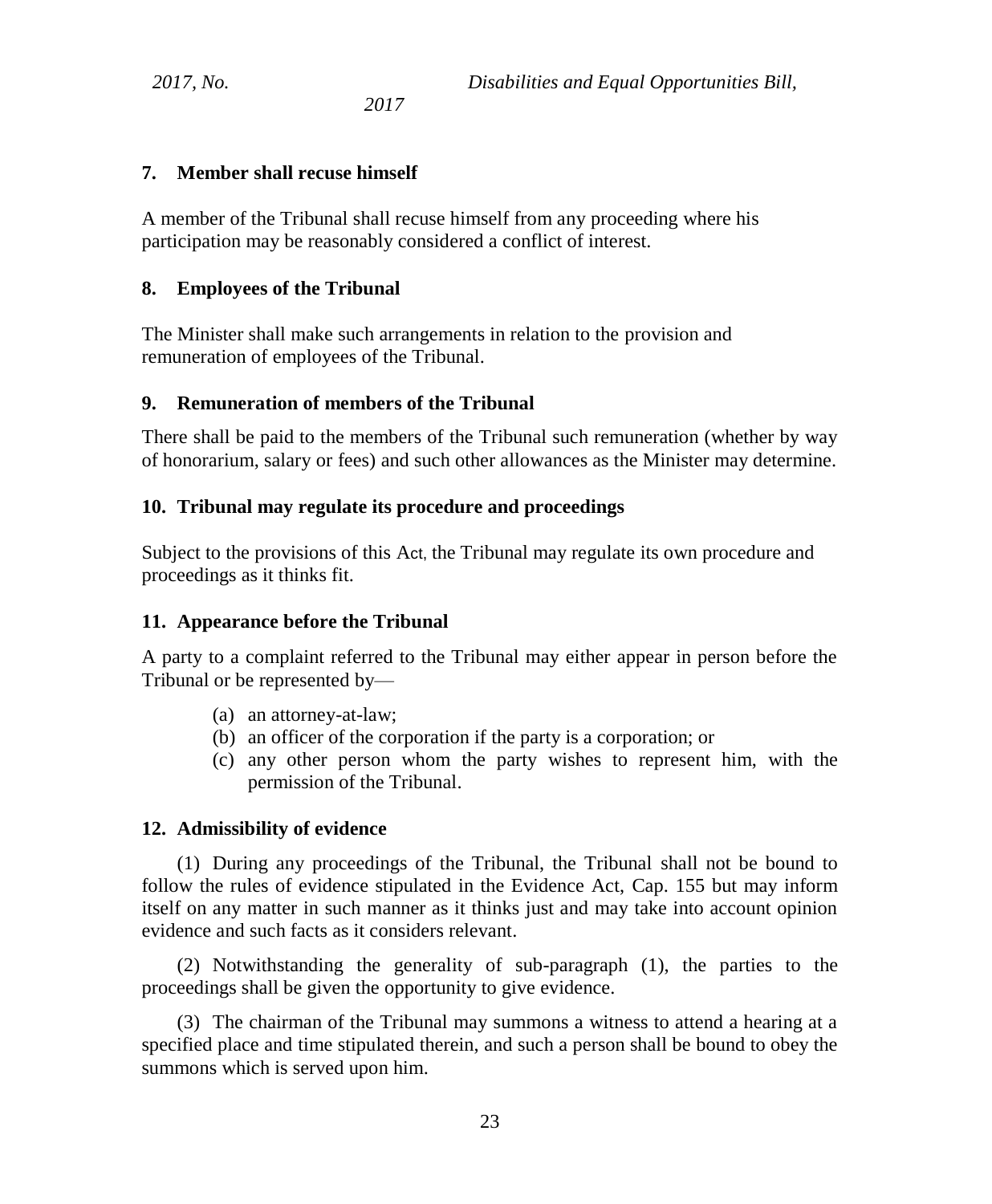### 7. Member shall recuse himself

A member of the Tribunal shall recuse himself from any proceeding where his participation may be reasonably considered a conflict of interest.

### 8. Employees of the Tribunal

The Minister shall make such arrangements in relation to the provision and remuneration of employees of the Tribunal.

### 9. Remuneration of members of the Tribunal

There shall be paid to the members of the Tribunal such remuneration (whether by way of honorarium, salary or fees) and such other allowances as the Minister may determine.

### 10. Tribunal may regulate its procedure and proceedings

Subject to the provisions of this Act, the Tribunal may regulate its own procedure and proceedings as it thinks fit.

### 11. Appearance before the Tribunal

A party to a complaint referred to the Tribunal may either appear in person before the Tribunal or be represented by—

- (a) an attorney-at-law;
- (b) an officer of the corporation if the party is a corporation; or
- (c) any other person whom the party wishes to represent him, with the permission of the Tribunal.

### 12. Admissibility of evidence

(1) During any proceedings of the Tribunal, the Tribunal shall not be bound to follow the rules of evidence stipulated in the Evidence Act, Cap. 155 but may inform itself on any matter in such manner as it thinks just and may take into account opinion evidence and such facts as it considers relevant.

(2) Notwithstanding the generality of sub-paragraph (1), the parties to the proceedings shall be given the opportunity to give evidence.

(3) The chairman of the Tribunal may summons a witness to attend a hearing at a specified place and time stipulated therein, and such a person shall be bound to obey the summons which is served upon him.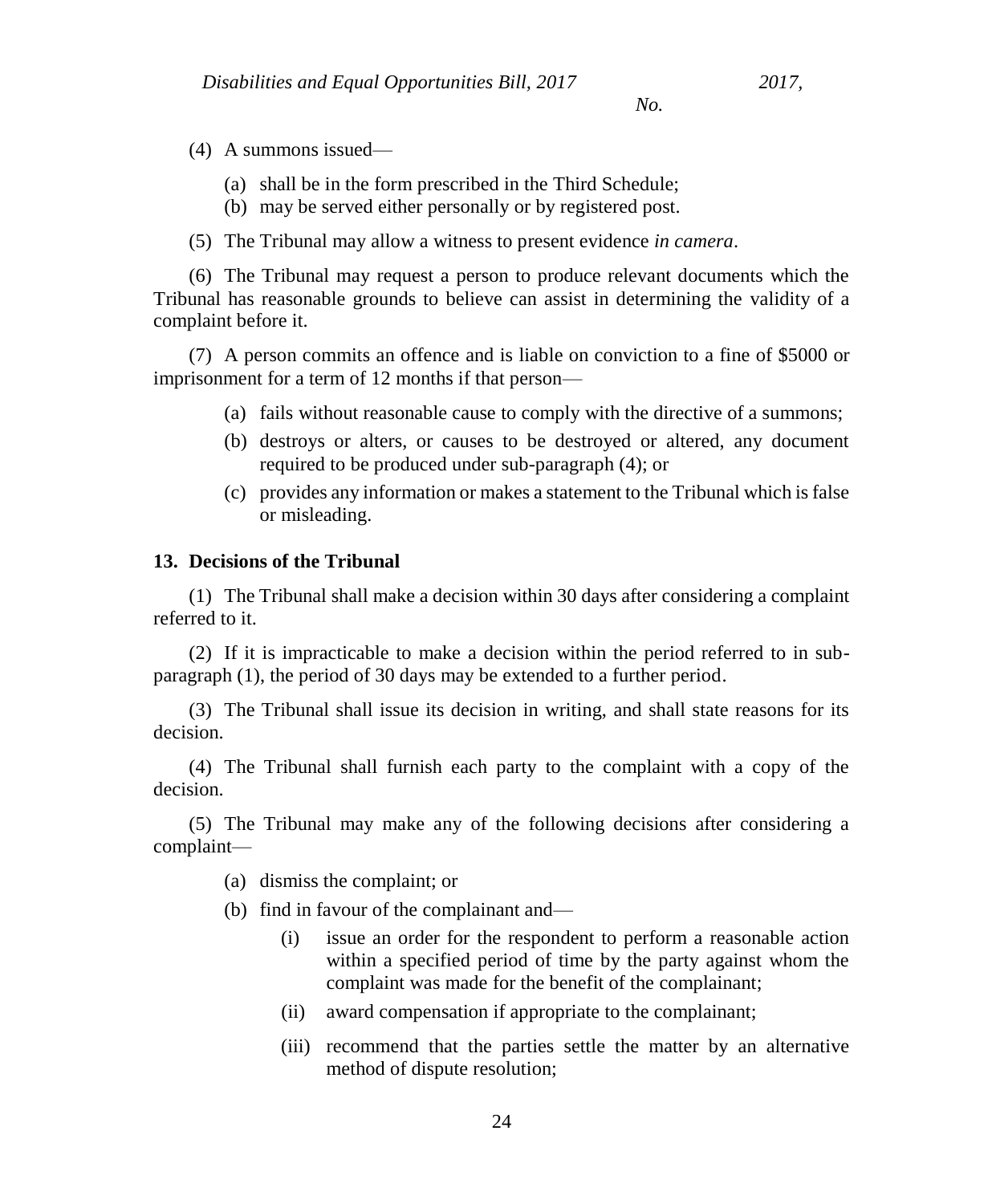(4) A summons issued—

(a) shall be in the form prescribed in the Third Schedule;

(b) may be served either personally or by registered post.

(5) The Tribunal may allow a witness to present evidence *in camera*.

(6) The Tribunal may request a person to produce relevant documents which the Tribunal has reasonable grounds to believe can assist in determining the validity of a complaint before it.

(7) A person commits an offence and is liable on conviction to a fine of $5000 or imprisonment for a term of 12 months if that person—

(a) fails without reasonable cause to comply with the directive of a summons;

(b) destroys or alters, or causes to be destroyed or altered, any document required to be produced under sub-paragraph (4); or

(c) provides any information or makes a statement to the Tribunal which is false or misleading.

**13. Decisions of the Tribunal**

(1) The Tribunal shall make a decision within 30 days after considering a complaint referred to it.

(2) If it is impracticable to make a decision within the period referred to in sub-paragraph (1), the period of 30 days may be extended to a further period.

(3) The Tribunal shall issue its decision in writing, and shall state reasons for its decision.

(4) The Tribunal shall furnish each party to the complaint with a copy of the decision.

(5) The Tribunal may make any of the following decisions after considering a complaint—

(a) dismiss the complaint; or

(b) find in favour of the complainant and—

(i) issue an order for the respondent to perform a reasonable action within a specified period of time by the party against whom the complaint was made for the benefit of the complainant;

(ii) award compensation if appropriate to the complainant;

(iii) recommend that the parties settle the matter by an alternative method of dispute resolution;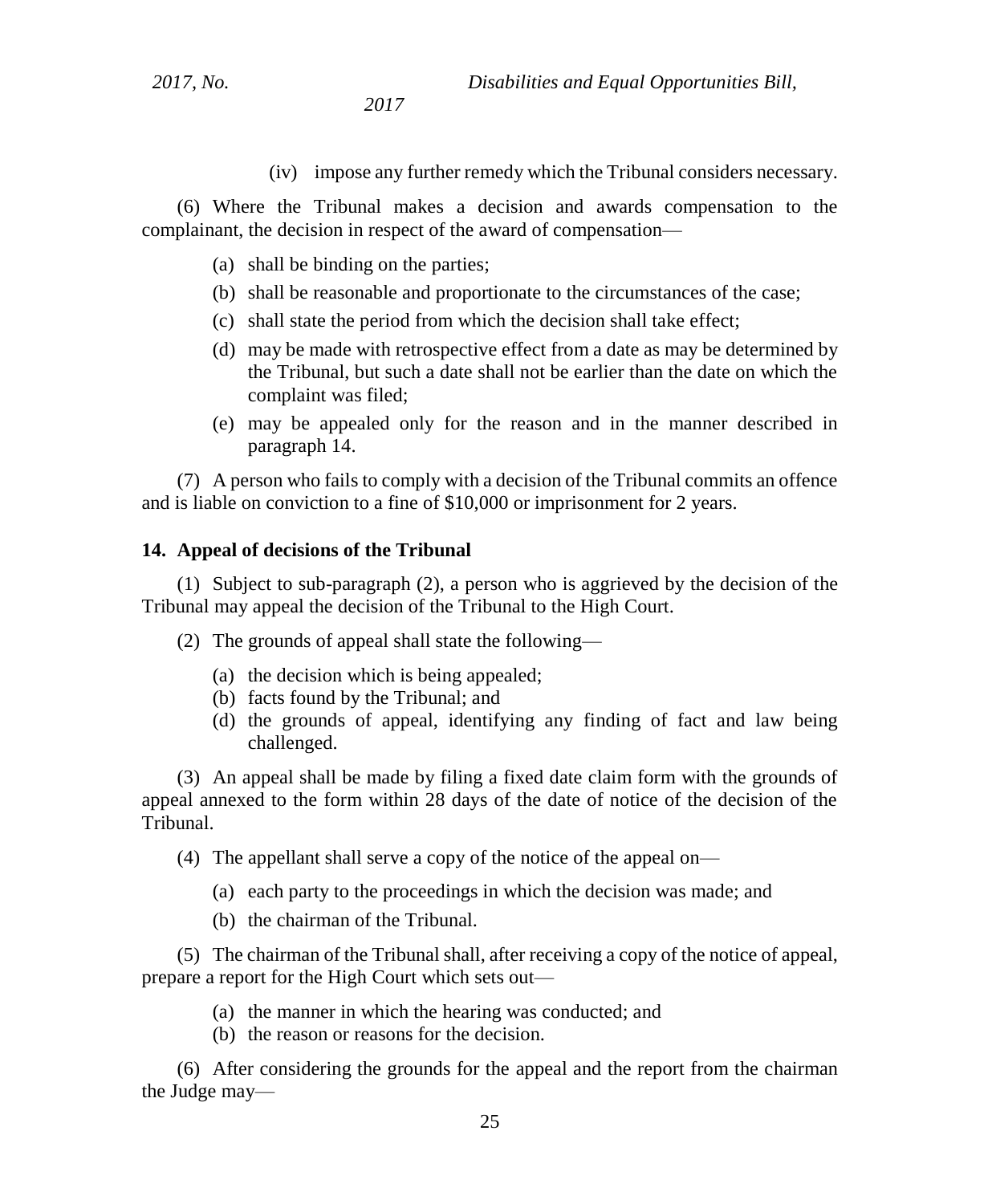(iv) impose any further remedy which the Tribunal considers necessary.

(6) Where the Tribunal makes a decision and awards compensation to the complainant, the decision in respect of the award of compensation—

(a) shall be binding on the parties;

(b) shall be reasonable and proportionate to the circumstances of the case;

(c) shall state the period from which the decision shall take effect;

(d) may be made with retrospective effect from a date as may be determined by the Tribunal, but such a date shall not be earlier than the date on which the complaint was filed;

(e) may be appealed only for the reason and in the manner described in paragraph 14.

(7) A person who fails to comply with a decision of the Tribunal commits an offence and is liable on conviction to a fine of $10,000 or imprisonment for 2 years.

### 14. Appeal of decisions of the Tribunal

(1) Subject to sub-paragraph (2), a person who is aggrieved by the decision of the Tribunal may appeal the decision of the Tribunal to the High Court.

(2) The grounds of appeal shall state the following—

(a) the decision which is being appealed;

(b) facts found by the Tribunal; and

(d) the grounds of appeal, identifying any finding of fact and law being challenged.

(3) An appeal shall be made by filing a fixed date claim form with the grounds of appeal annexed to the form within 28 days of the date of notice of the decision of the Tribunal.

(4) The appellant shall serve a copy of the notice of the appeal on—

(a) each party to the proceedings in which the decision was made; and

(b) the chairman of the Tribunal.

(5) The chairman of the Tribunal shall, after receiving a copy of the notice of appeal, prepare a report for the High Court which sets out—

(a) the manner in which the hearing was conducted; and

(b) the reason or reasons for the decision.

(6) After considering the grounds for the appeal and the report from the chairman the Judge may—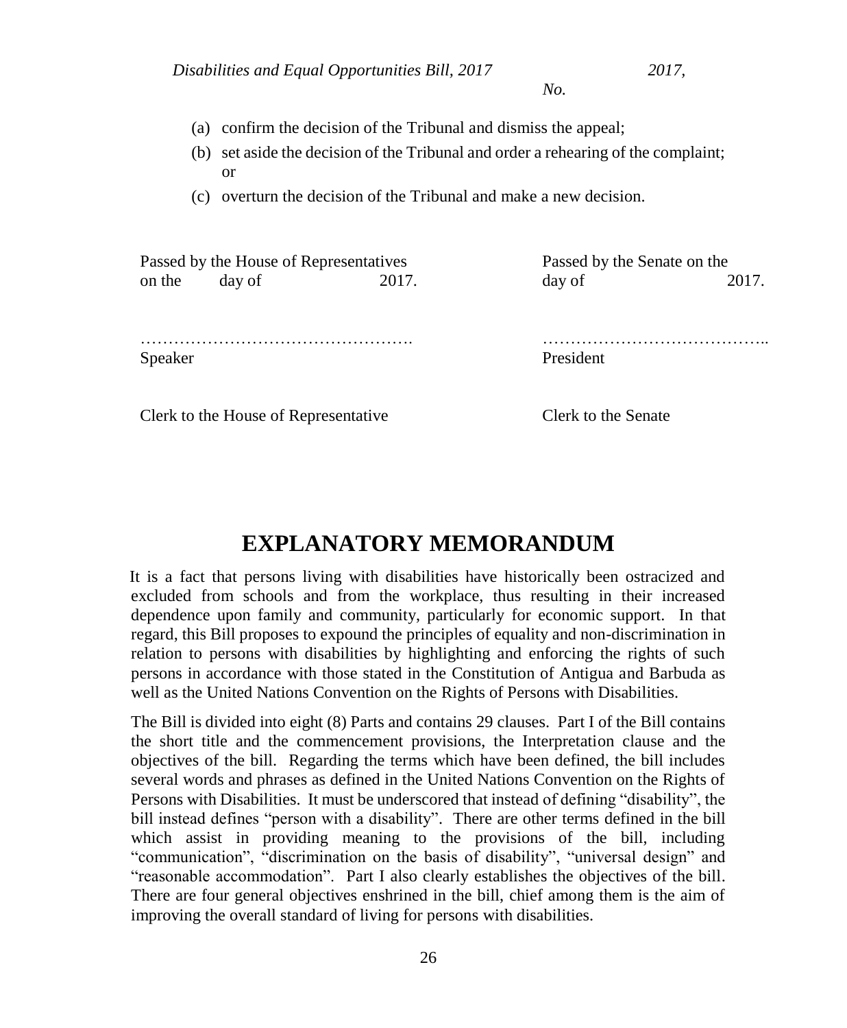(a) confirm the decision of the Tribunal and dismiss the appeal;

(b) set aside the decision of the Tribunal and order a rehearing of the complaint; or

(c) overturn the decision of the Tribunal and make a new decision.

| Passed by the House of Representatives on the day of 2017. | Passed by the Senate on the day of 2017. |
| --- | --- |
| …………………………………………. Speaker | ………………………………….. President |
| Clerk to the House of Representative | Clerk to the Senate |

# EXPLANATORY MEMORANDUM

It is a fact that persons living with disabilities have historically been ostracized and excluded from schools and from the workplace, thus resulting in their increased dependence upon family and community, particularly for economic support. In that regard, this Bill proposes to expound the principles of equality and non-discrimination in relation to persons with disabilities by highlighting and enforcing the rights of such persons in accordance with those stated in the Constitution of Antigua and Barbuda as well as the United Nations Convention on the Rights of Persons with Disabilities.

The Bill is divided into eight (8) Parts and contains 29 clauses. Part I of the Bill contains the short title and the commencement provisions, the Interpretation clause and the objectives of the bill. Regarding the terms which have been defined, the bill includes several words and phrases as defined in the United Nations Convention on the Rights of Persons with Disabilities. It must be underscored that instead of defining "disability", the bill instead defines "person with a disability". There are other terms defined in the bill which assist in providing meaning to the provisions of the bill, including "communication", "discrimination on the basis of disability", "universal design" and "reasonable accommodation". Part I also clearly establishes the objectives of the bill. There are four general objectives enshrined in the bill, chief among them is the aim of improving the overall standard of living for persons with disabilities.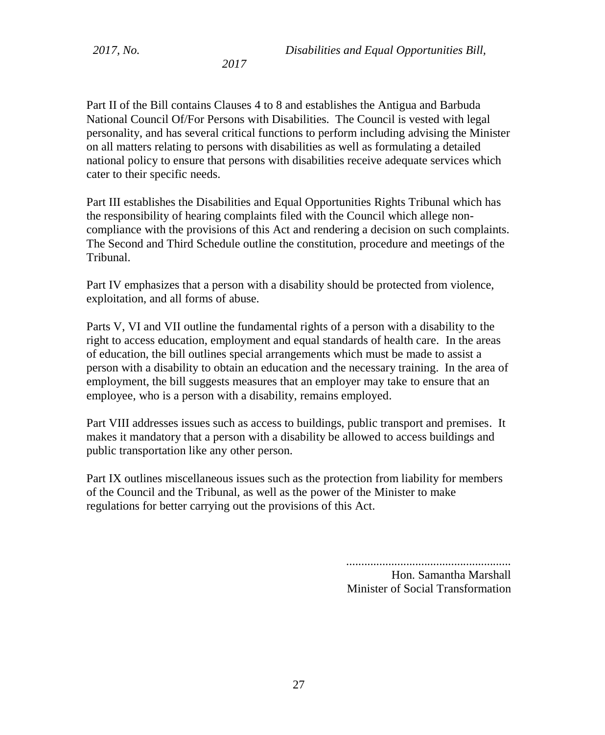Part II of the Bill contains Clauses 4 to 8 and establishes the Antigua and Barbuda National Council Of/For Persons with Disabilities. The Council is vested with legal personality, and has several critical functions to perform including advising the Minister on all matters relating to persons with disabilities as well as formulating a detailed national policy to ensure that persons with disabilities receive adequate services which cater to their specific needs.

Part III establishes the Disabilities and Equal Opportunities Rights Tribunal which has the responsibility of hearing complaints filed with the Council which allege non-compliance with the provisions of this Act and rendering a decision on such complaints. The Second and Third Schedule outline the constitution, procedure and meetings of the Tribunal.

Part IV emphasizes that a person with a disability should be protected from violence, exploitation, and all forms of abuse.

Parts V, VI and VII outline the fundamental rights of a person with a disability to the right to access education, employment and equal standards of health care. In the areas of education, the bill outlines special arrangements which must be made to assist a person with a disability to obtain an education and the necessary training. In the area of employment, the bill suggests measures that an employer may take to ensure that an employee, who is a person with a disability, remains employed.

Part VIII addresses issues such as access to buildings, public transport and premises. It makes it mandatory that a person with a disability be allowed to access buildings and public transportation like any other person.

Part IX outlines miscellaneous issues such as the protection from liability for members of the Council and the Tribunal, as well as the power of the Minister to make regulations for better carrying out the provisions of this Act.

......................................................

Hon. Samantha Marshall

Minister of Social Transformation